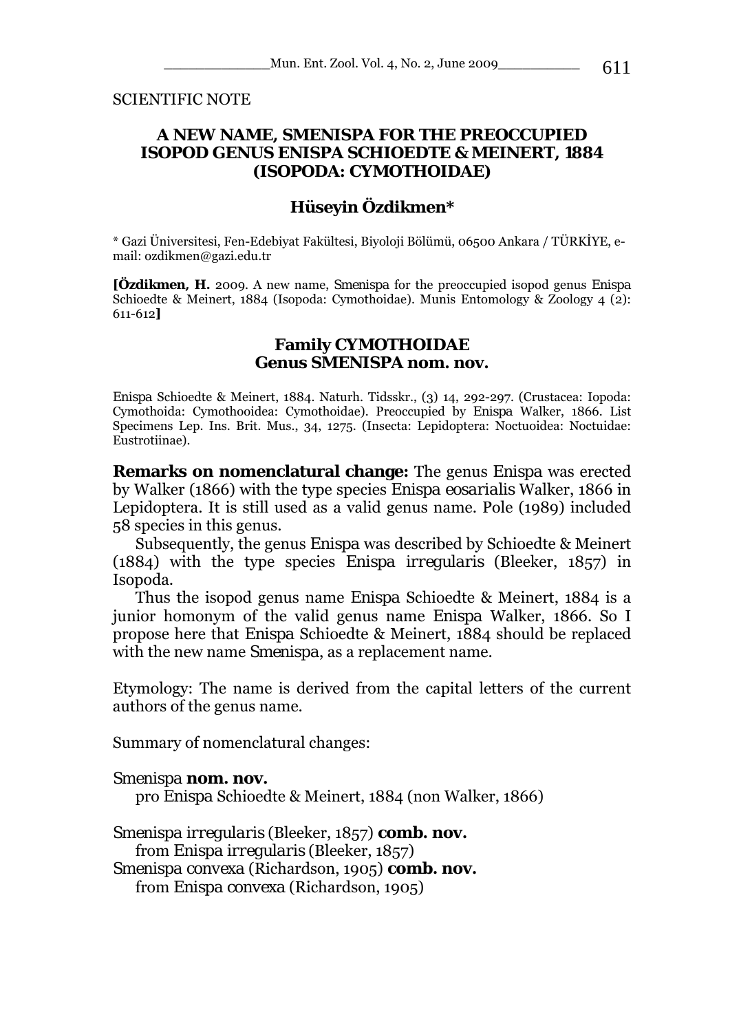SCIENTIFIC NOTE

# A NEW NAME, SMENISPA FOR THE PREOCCUPIED ISOPOD GENUS ENISPA SCHIOEDTE & MEINERT, 1884 (ISOPODA: CYMOTHOIDAE)

## Hüseyin Özdikmen*

\* Gazi Üniversitesi, Fen-Edebiyat Fakültesi, Biyoloji Bölümü, 06500 Ankara / TÜRKİYE, e-mail: ozdikmen@gazi.edu.tr

**[Özdikmen, H.** 2009. A new name, *Smenispa* for the preoccupied isopod genus *Enispa* Schioedte & Meinert, 1884 (Isopoda: Cymothoidae). Munis Entomology & Zoology 4 (2): 611-612**]**

### Family CYMOTHOIDAE
### Genus SMENISPA nom. nov.

*Enispa* Schioedte & Meinert, 1884. Naturh. Tidsskr., (3) 14, 292-297. (Crustacea: Iopoda: Cymothoida: Cymothooidea: Cymothoidae). Preoccupied by *Enispa* Walker, 1866. List Specimens Lep. Ins. Brit. Mus., 34, 1275. (Insecta: Lepidoptera: Noctuoidea: Noctuidae: Eustrotiinae).

**Remarks on nomenclatural change:** The genus *Enispa* was erected by Walker (1866) with the type species *Enispa eosarialis* Walker, 1866 in Lepidoptera. It is still used as a valid genus name. Pole (1989) included 58 species in this genus.

Subsequently, the genus *Enispa* was described by Schioedte & Meinert (1884) with the type species *Enispa irregularis* (Bleeker, 1857) in Isopoda.

Thus the isopod genus name *Enispa* Schioedte & Meinert, 1884 is a junior homonym of the valid genus name *Enispa* Walker, 1866. So I propose here that *Enispa* Schioedte & Meinert, 1884 should be replaced with the new name *Smenispa*, as a replacement name.

Etymology: The name is derived from the capital letters of the current authors of the genus name.

Summary of nomenclatural changes:

*Smenispa* **nom. nov.**
pro *Enispa* Schioedte & Meinert, 1884 (non Walker, 1866)

*Smenispa irregularis* (Bleeker, 1857) **comb. nov.**
from *Enispa irregularis* (Bleeker, 1857)

*Smenispa convexa* (Richardson, 1905) **comb. nov.**
from *Enispa convexa* (Richardson, 1905)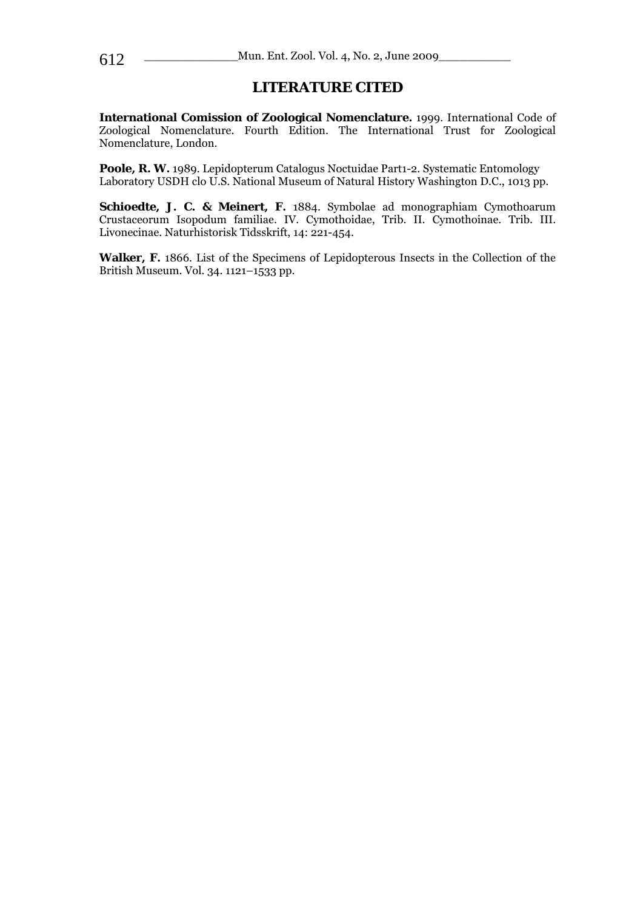## LITERATURE CITED

**International Comission of Zoological Nomenclature.** 1999. International Code of Zoological Nomenclature. Fourth Edition. The International Trust for Zoological Nomenclature, London.

**Poole, R. W.** 1989. Lepidopterum Catalogus Noctuidae Part1-2. Systematic Entomology Laboratory USDH clo U.S. National Museum of Natural History Washington D.C., 1013 pp.

**Schioedte, J. C. & Meinert, F.** 1884. Symbolae ad monographiam Cymothoarum Crustaceorum Isopodum familiae. IV. Cymothoidae, Trib. II. Cymothoinae. Trib. III. Livonecinae. Naturhistorisk Tidsskrift, 14: 221-454.

**Walker, F.** 1866. List of the Specimens of Lepidopterous Insects in the Collection of the British Museum. Vol. 34. 1121–1533 pp.